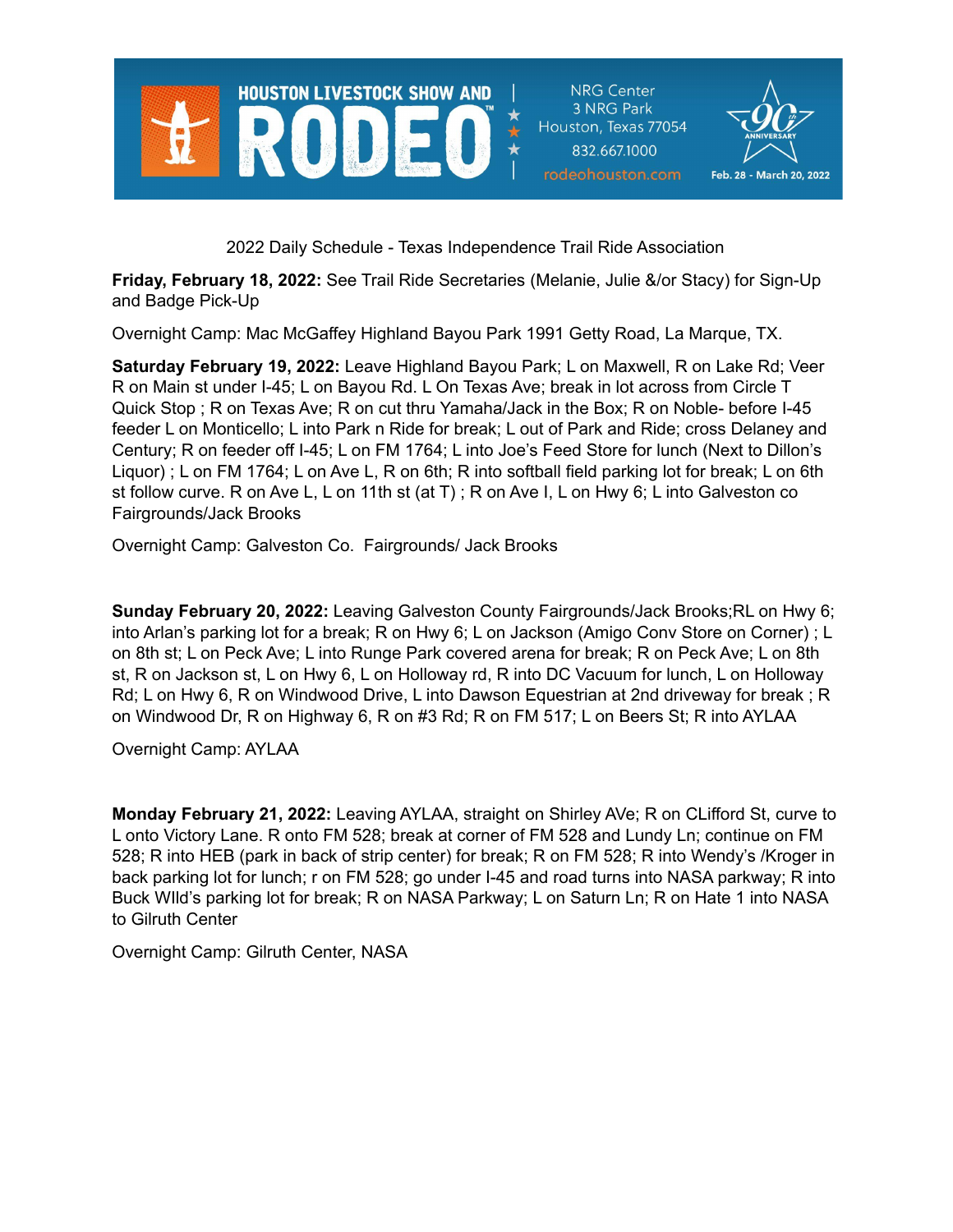HOUSTON LIVESTOCK SHOW AND RODEO™

NRG Center
3 NRG Park
Houston, Texas 77054
832.667.1000
rodeohouston.com

90th ANNIVERSARY
Feb. 28 - March 20, 2022

2022 Daily Schedule - Texas Independence Trail Ride Association

**Friday, February 18, 2022:** See Trail Ride Secretaries (Melanie, Julie &/or Stacy) for Sign-Up and Badge Pick-Up

Overnight Camp: Mac McGaffey Highland Bayou Park 1991 Getty Road, La Marque, TX.

**Saturday February 19, 2022:** Leave Highland Bayou Park; L on Maxwell, R on Lake Rd; Veer R on Main st under I-45; L on Bayou Rd. L On Texas Ave; break in lot across from Circle T Quick Stop ; R on Texas Ave; R on cut thru Yamaha/Jack in the Box; R on Noble- before I-45 feeder L on Monticello; L into Park n Ride for break; L out of Park and Ride; cross Delaney and Century; R on feeder off I-45; L on FM 1764; L into Joe's Feed Store for lunch (Next to Dillon's Liquor) ; L on FM 1764; L on Ave L, R on 6th; R into softball field parking lot for break; L on 6th st follow curve. R on Ave L, L on 11th st (at T) ; R on Ave I, L on Hwy 6; L into Galveston co Fairgrounds/Jack Brooks

Overnight Camp: Galveston Co. Fairgrounds/ Jack Brooks

**Sunday February 20, 2022:** Leaving Galveston County Fairgrounds/Jack Brooks;RL on Hwy 6; into Arlan's parking lot for a break; R on Hwy 6; L on Jackson (Amigo Conv Store on Corner) ; L on 8th st; L on Peck Ave; L into Runge Park covered arena for break; R on Peck Ave; L on 8th st, R on Jackson st, L on Hwy 6, L on Holloway rd, R into DC Vacuum for lunch, L on Holloway Rd; L on Hwy 6, R on Windwood Drive, L into Dawson Equestrian at 2nd driveway for break ; R on Windwood Dr, R on Highway 6, R on #3 Rd; R on FM 517; L on Beers St; R into AYLAA

Overnight Camp: AYLAA

**Monday February 21, 2022:** Leaving AYLAA, straight on Shirley AVe; R on CLifford St, curve to L onto Victory Lane. R onto FM 528; break at corner of FM 528 and Lundy Ln; continue on FM 528; R into HEB (park in back of strip center) for break; R on FM 528; R into Wendy's /Kroger in back parking lot for lunch; r on FM 528; go under I-45 and road turns into NASA parkway; R into Buck WIld's parking lot for break; R on NASA Parkway; L on Saturn Ln; R on Hate 1 into NASA to Gilruth Center

Overnight Camp: Gilruth Center, NASA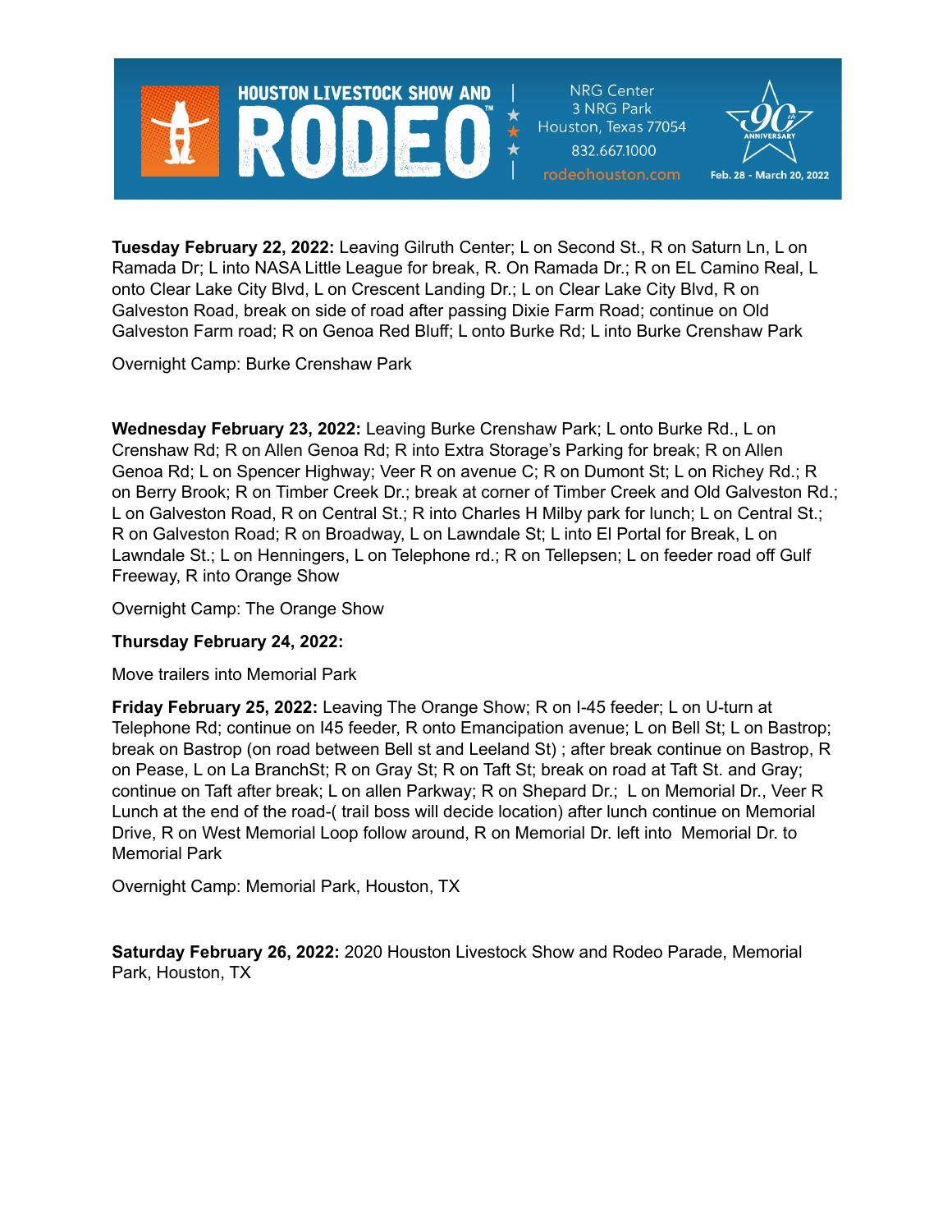HOUSTON LIVESTOCK SHOW AND RODEO™

NRG Center
3 NRG Park
Houston, Texas 77054
832.667.1000
rodeohouston.com

90th ANNIVERSARY
Feb. 28 - March 20, 2022

**Tuesday February 22, 2022:** Leaving Gilruth Center; L on Second St., R on Saturn Ln, L on Ramada Dr; L into NASA Little League for break, R. On Ramada Dr.; R on EL Camino Real, L onto Clear Lake City Blvd, L on Crescent Landing Dr.; L on Clear Lake City Blvd, R on Galveston Road, break on side of road after passing Dixie Farm Road; continue on Old Galveston Farm road; R on Genoa Red Bluff; L onto Burke Rd; L into Burke Crenshaw Park

Overnight Camp: Burke Crenshaw Park

**Wednesday February 23, 2022:** Leaving Burke Crenshaw Park; L onto Burke Rd., L on Crenshaw Rd; R on Allen Genoa Rd; R into Extra Storage's Parking for break; R on Allen Genoa Rd; L on Spencer Highway; Veer R on avenue C; R on Dumont St; L on Richey Rd.; R on Berry Brook; R on Timber Creek Dr.; break at corner of Timber Creek and Old Galveston Rd.; L on Galveston Road, R on Central St.; R into Charles H Milby park for lunch; L on Central St.; R on Galveston Road; R on Broadway, L on Lawndale St; L into El Portal for Break, L on Lawndale St.; L on Henningers, L on Telephone rd.; R on Tellepsen; L on feeder road off Gulf Freeway, R into Orange Show

Overnight Camp: The Orange Show

**Thursday February 24, 2022:**

Move trailers into Memorial Park

**Friday February 25, 2022:** Leaving The Orange Show; R on I-45 feeder; L on U-turn at Telephone Rd; continue on I45 feeder, R onto Emancipation avenue; L on Bell St; L on Bastrop; break on Bastrop (on road between Bell st and Leeland St) ; after break continue on Bastrop, R on Pease, L on La BranchSt; R on Gray St; R on Taft St; break on road at Taft St. and Gray; continue on Taft after break; L on allen Parkway; R on Shepard Dr.; L on Memorial Dr., Veer R Lunch at the end of the road-( trail boss will decide location) after lunch continue on Memorial Drive, R on West Memorial Loop follow around, R on Memorial Dr. left into Memorial Dr. to Memorial Park

Overnight Camp: Memorial Park, Houston, TX

**Saturday February 26, 2022:** 2020 Houston Livestock Show and Rodeo Parade, Memorial Park, Houston, TX